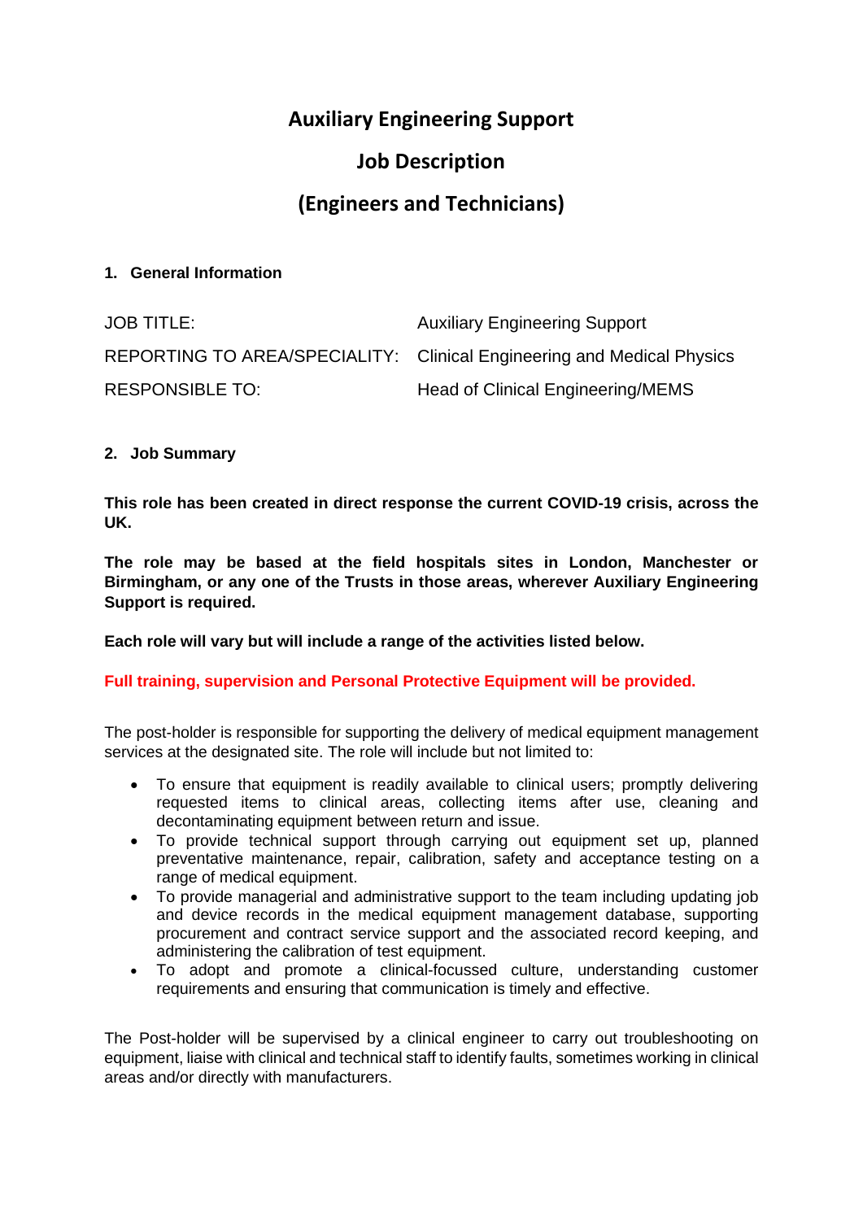# Auxiliary Engineering Support

# Job Description

# (Engineers and Technicians)

## 1. General Information

| | |
|---|---|
| JOB TITLE: | Auxiliary Engineering Support |
| REPORTING TO AREA/SPECIALITY: | Clinical Engineering and Medical Physics |
| RESPONSIBLE TO: | Head of Clinical Engineering/MEMS |

## 2. Job Summary

**This role has been created in direct response the current COVID-19 crisis, across the UK.**

**The role may be based at the field hospitals sites in London, Manchester or Birmingham, or any one of the Trusts in those areas, wherever Auxiliary Engineering Support is required.**

**Each role will vary but will include a range of the activities listed below.**

**Full training, supervision and Personal Protective Equipment will be provided.**

The post-holder is responsible for supporting the delivery of medical equipment management services at the designated site. The role will include but not limited to:

- To ensure that equipment is readily available to clinical users; promptly delivering requested items to clinical areas, collecting items after use, cleaning and decontaminating equipment between return and issue.
- To provide technical support through carrying out equipment set up, planned preventative maintenance, repair, calibration, safety and acceptance testing on a range of medical equipment.
- To provide managerial and administrative support to the team including updating job and device records in the medical equipment management database, supporting procurement and contract service support and the associated record keeping, and administering the calibration of test equipment.
- To adopt and promote a clinical-focussed culture, understanding customer requirements and ensuring that communication is timely and effective.

The Post-holder will be supervised by a clinical engineer to carry out troubleshooting on equipment, liaise with clinical and technical staff to identify faults, sometimes working in clinical areas and/or directly with manufacturers.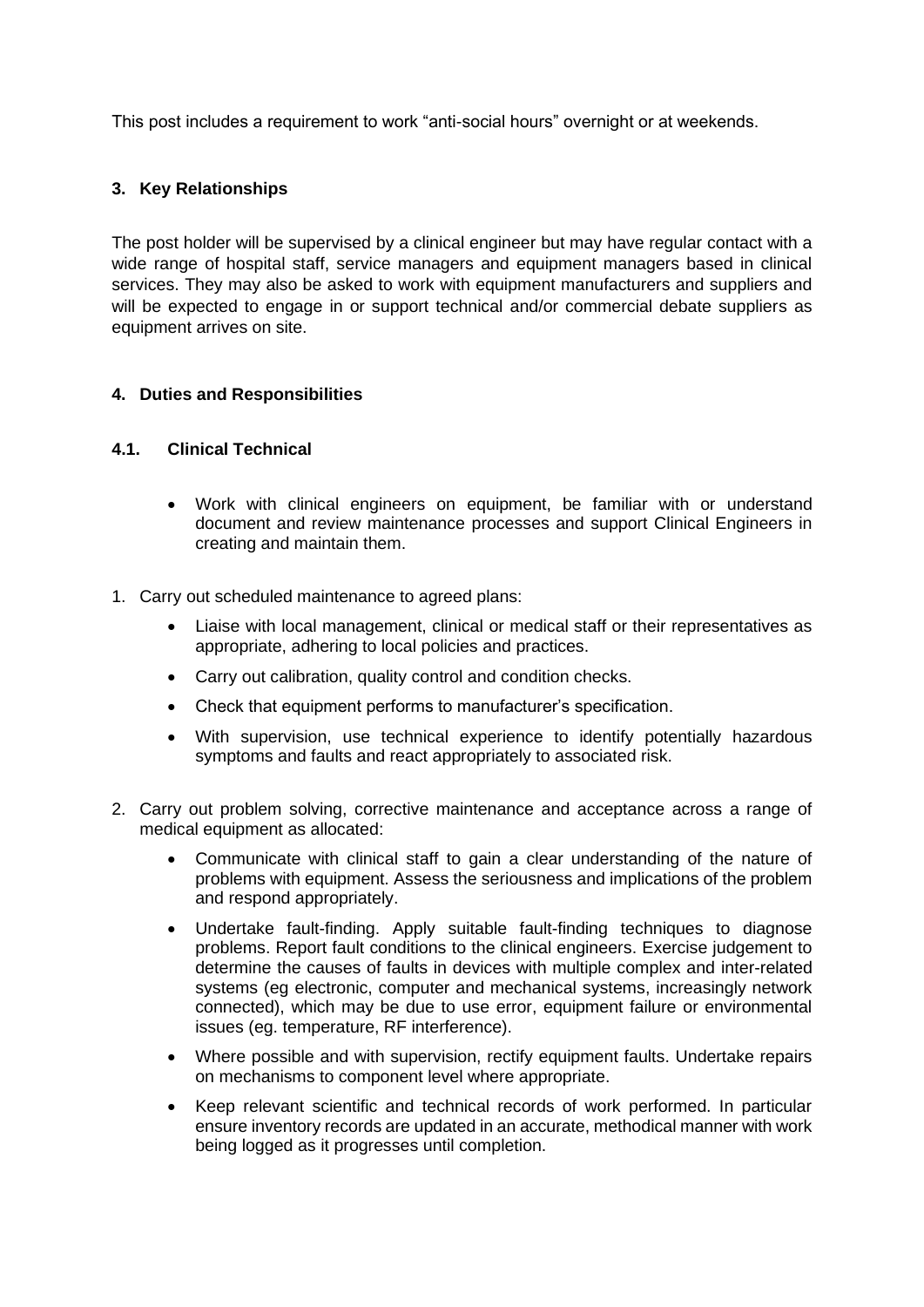This post includes a requirement to work "anti-social hours" overnight or at weekends.

### 3. Key Relationships

The post holder will be supervised by a clinical engineer but may have regular contact with a wide range of hospital staff, service managers and equipment managers based in clinical services. They may also be asked to work with equipment manufacturers and suppliers and will be expected to engage in or support technical and/or commercial debate suppliers as equipment arrives on site.

### 4. Duties and Responsibilities

#### 4.1. Clinical Technical

- Work with clinical engineers on equipment, be familiar with or understand document and review maintenance processes and support Clinical Engineers in creating and maintain them.

1. Carry out scheduled maintenance to agreed plans:
   - Liaise with local management, clinical or medical staff or their representatives as appropriate, adhering to local policies and practices.
   - Carry out calibration, quality control and condition checks.
   - Check that equipment performs to manufacturer's specification.
   - With supervision, use technical experience to identify potentially hazardous symptoms and faults and react appropriately to associated risk.

2. Carry out problem solving, corrective maintenance and acceptance across a range of medical equipment as allocated:
   - Communicate with clinical staff to gain a clear understanding of the nature of problems with equipment. Assess the seriousness and implications of the problem and respond appropriately.
   - Undertake fault-finding. Apply suitable fault-finding techniques to diagnose problems. Report fault conditions to the clinical engineers. Exercise judgement to determine the causes of faults in devices with multiple complex and inter-related systems (eg electronic, computer and mechanical systems, increasingly network connected), which may be due to use error, equipment failure or environmental issues (eg. temperature, RF interference).
   - Where possible and with supervision, rectify equipment faults. Undertake repairs on mechanisms to component level where appropriate.
   - Keep relevant scientific and technical records of work performed. In particular ensure inventory records are updated in an accurate, methodical manner with work being logged as it progresses until completion.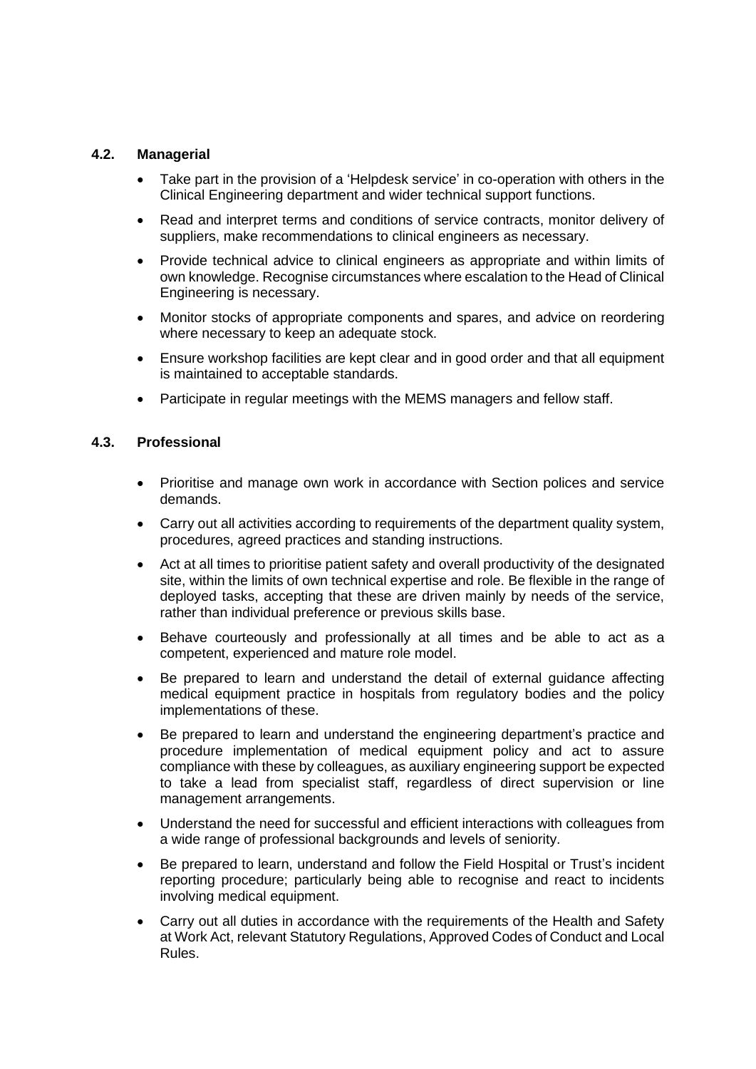### 4.2. Managerial

- Take part in the provision of a 'Helpdesk service' in co-operation with others in the Clinical Engineering department and wider technical support functions.
- Read and interpret terms and conditions of service contracts, monitor delivery of suppliers, make recommendations to clinical engineers as necessary.
- Provide technical advice to clinical engineers as appropriate and within limits of own knowledge. Recognise circumstances where escalation to the Head of Clinical Engineering is necessary.
- Monitor stocks of appropriate components and spares, and advice on reordering where necessary to keep an adequate stock.
- Ensure workshop facilities are kept clear and in good order and that all equipment is maintained to acceptable standards.
- Participate in regular meetings with the MEMS managers and fellow staff.

### 4.3. Professional

- Prioritise and manage own work in accordance with Section polices and service demands.
- Carry out all activities according to requirements of the department quality system, procedures, agreed practices and standing instructions.
- Act at all times to prioritise patient safety and overall productivity of the designated site, within the limits of own technical expertise and role. Be flexible in the range of deployed tasks, accepting that these are driven mainly by needs of the service, rather than individual preference or previous skills base.
- Behave courteously and professionally at all times and be able to act as a competent, experienced and mature role model.
- Be prepared to learn and understand the detail of external guidance affecting medical equipment practice in hospitals from regulatory bodies and the policy implementations of these.
- Be prepared to learn and understand the engineering department's practice and procedure implementation of medical equipment policy and act to assure compliance with these by colleagues, as auxiliary engineering support be expected to take a lead from specialist staff, regardless of direct supervision or line management arrangements.
- Understand the need for successful and efficient interactions with colleagues from a wide range of professional backgrounds and levels of seniority.
- Be prepared to learn, understand and follow the Field Hospital or Trust's incident reporting procedure; particularly being able to recognise and react to incidents involving medical equipment.
- Carry out all duties in accordance with the requirements of the Health and Safety at Work Act, relevant Statutory Regulations, Approved Codes of Conduct and Local Rules.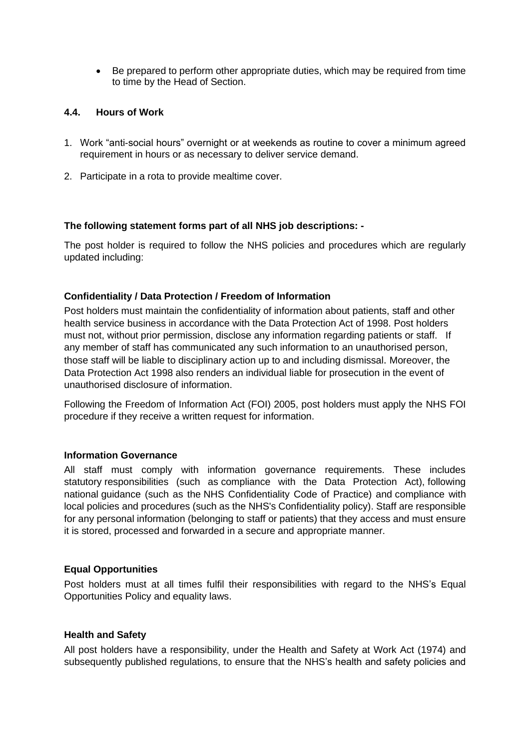- Be prepared to perform other appropriate duties, which may be required from time to time by the Head of Section.

### 4.4. Hours of Work

1. Work "anti-social hours" overnight or at weekends as routine to cover a minimum agreed requirement in hours or as necessary to deliver service demand.
2. Participate in a rota to provide mealtime cover.

**The following statement forms part of all NHS job descriptions: -**

The post holder is required to follow the NHS policies and procedures which are regularly updated including:

**Confidentiality / Data Protection / Freedom of Information**

Post holders must maintain the confidentiality of information about patients, staff and other health service business in accordance with the Data Protection Act of 1998. Post holders must not, without prior permission, disclose any information regarding patients or staff. If any member of staff has communicated any such information to an unauthorised person, those staff will be liable to disciplinary action up to and including dismissal. Moreover, the Data Protection Act 1998 also renders an individual liable for prosecution in the event of unauthorised disclosure of information.

Following the Freedom of Information Act (FOI) 2005, post holders must apply the NHS FOI procedure if they receive a written request for information.

**Information Governance**

All staff must comply with information governance requirements. These includes statutory responsibilities (such as compliance with the Data Protection Act), following national guidance (such as the NHS Confidentiality Code of Practice) and compliance with local policies and procedures (such as the NHS's Confidentiality policy). Staff are responsible for any personal information (belonging to staff or patients) that they access and must ensure it is stored, processed and forwarded in a secure and appropriate manner.

**Equal Opportunities**

Post holders must at all times fulfil their responsibilities with regard to the NHS's Equal Opportunities Policy and equality laws.

**Health and Safety**

All post holders have a responsibility, under the Health and Safety at Work Act (1974) and subsequently published regulations, to ensure that the NHS's health and safety policies and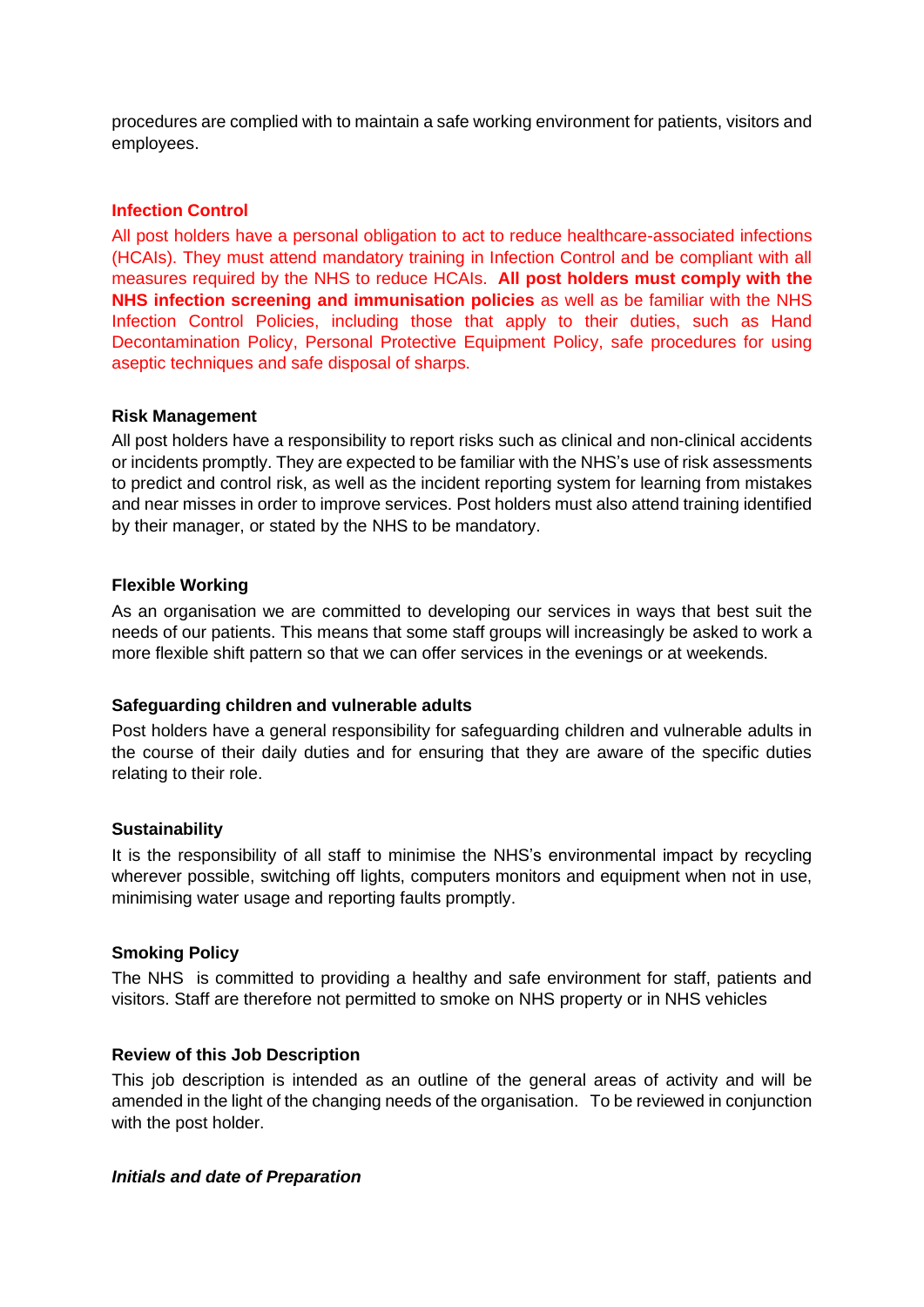procedures are complied with to maintain a safe working environment for patients, visitors and employees.

**Infection Control**

All post holders have a personal obligation to act to reduce healthcare-associated infections (HCAIs). They must attend mandatory training in Infection Control and be compliant with all measures required by the NHS to reduce HCAIs. **All post holders must comply with the NHS infection screening and immunisation policies** as well as be familiar with the NHS Infection Control Policies, including those that apply to their duties, such as Hand Decontamination Policy, Personal Protective Equipment Policy, safe procedures for using aseptic techniques and safe disposal of sharps.

**Risk Management**

All post holders have a responsibility to report risks such as clinical and non-clinical accidents or incidents promptly. They are expected to be familiar with the NHS's use of risk assessments to predict and control risk, as well as the incident reporting system for learning from mistakes and near misses in order to improve services. Post holders must also attend training identified by their manager, or stated by the NHS to be mandatory.

**Flexible Working**

As an organisation we are committed to developing our services in ways that best suit the needs of our patients. This means that some staff groups will increasingly be asked to work a more flexible shift pattern so that we can offer services in the evenings or at weekends.

**Safeguarding children and vulnerable adults**

Post holders have a general responsibility for safeguarding children and vulnerable adults in the course of their daily duties and for ensuring that they are aware of the specific duties relating to their role.

**Sustainability**

It is the responsibility of all staff to minimise the NHS's environmental impact by recycling wherever possible, switching off lights, computers monitors and equipment when not in use, minimising water usage and reporting faults promptly.

**Smoking Policy**

The NHS is committed to providing a healthy and safe environment for staff, patients and visitors. Staff are therefore not permitted to smoke on NHS property or in NHS vehicles

**Review of this Job Description**

This job description is intended as an outline of the general areas of activity and will be amended in the light of the changing needs of the organisation. To be reviewed in conjunction with the post holder.

***Initials and date of Preparation***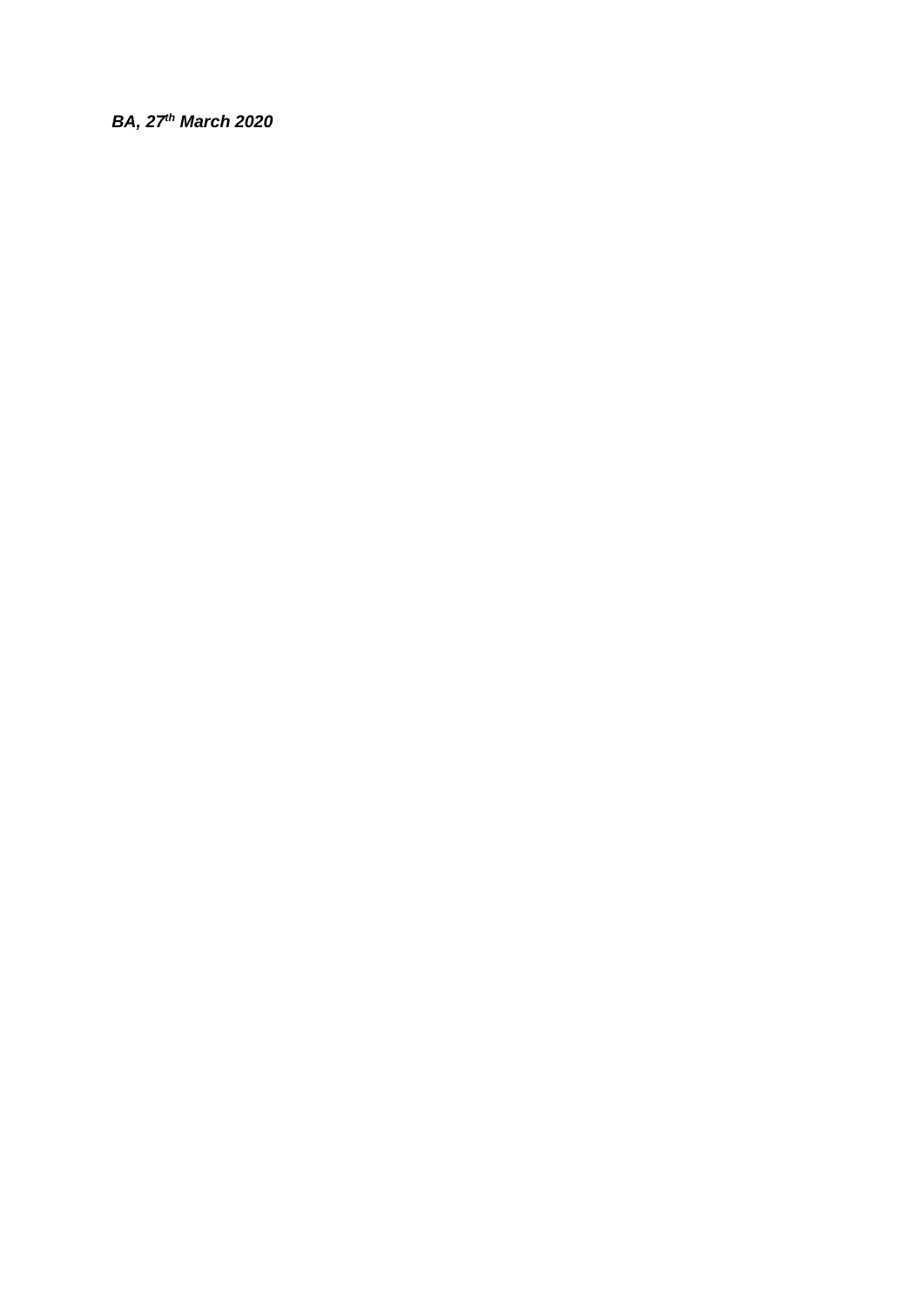***BA, 27th March 2020***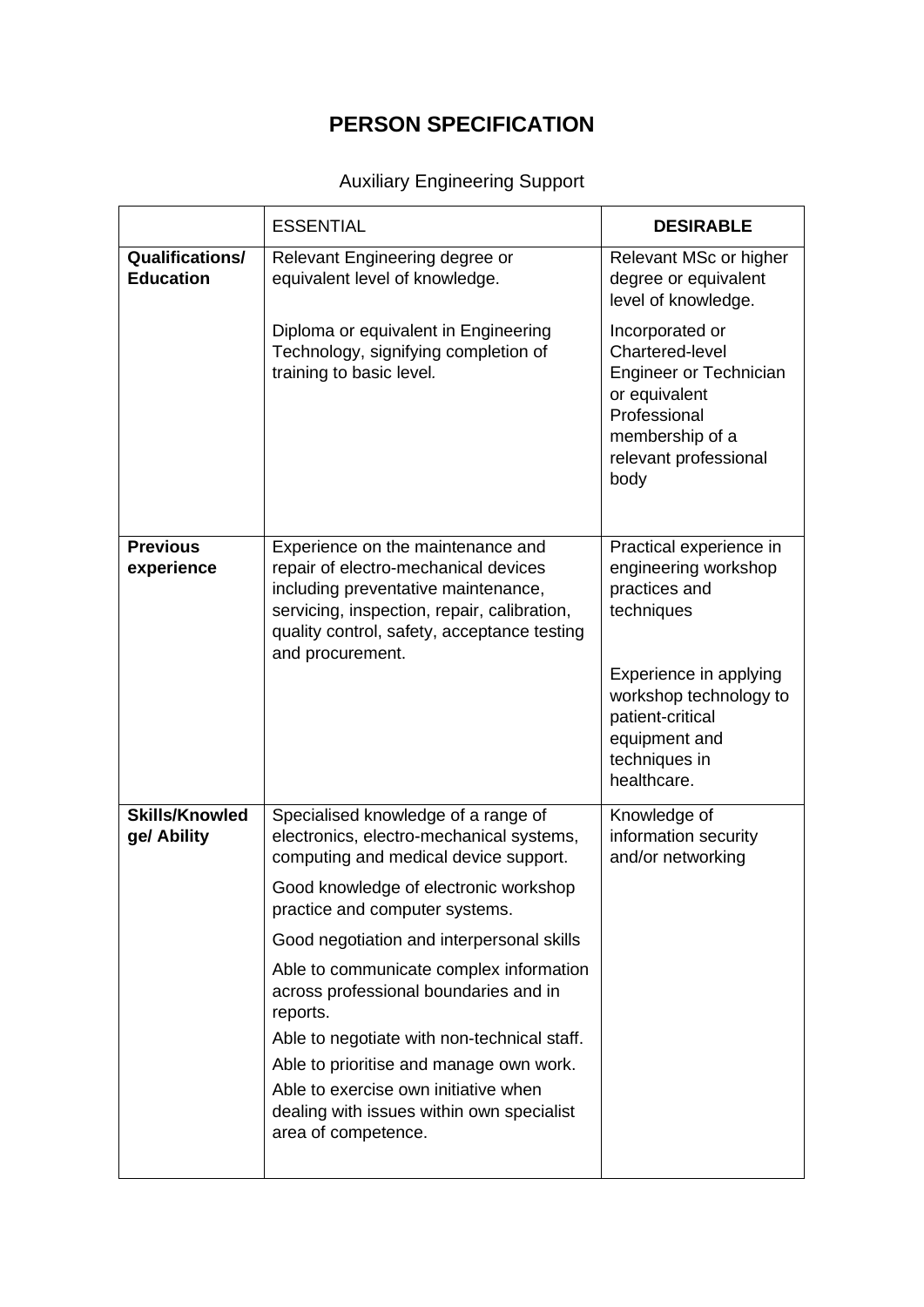# PERSON SPECIFICATION

Auxiliary Engineering Support

| | ESSENTIAL | **DESIRABLE** |
|---|---|---|
| **Qualifications/ Education** | Relevant Engineering degree or equivalent level of knowledge.<br><br>Diploma or equivalent in Engineering Technology, signifying completion of training to basic level*.* | Relevant MSc or higher degree or equivalent level of knowledge.<br><br>Incorporated or Chartered-level Engineer or Technician or equivalent Professional membership of a relevant professional body |
| **Previous experience** | Experience on the maintenance and repair of electro-mechanical devices including preventative maintenance, servicing, inspection, repair, calibration, quality control, safety, acceptance testing and procurement. | Practical experience in engineering workshop practices and techniques<br><br>Experience in applying workshop technology to patient-critical equipment and techniques in healthcare. |
| **Skills/Knowledge/ Ability** | Specialised knowledge of a range of electronics, electro-mechanical systems, computing and medical device support.<br><br>Good knowledge of electronic workshop practice and computer systems.<br><br>Good negotiation and interpersonal skills<br><br>Able to communicate complex information across professional boundaries and in reports.<br><br>Able to negotiate with non-technical staff.<br><br>Able to prioritise and manage own work.<br><br>Able to exercise own initiative when dealing with issues within own specialist area of competence. | Knowledge of information security and/or networking |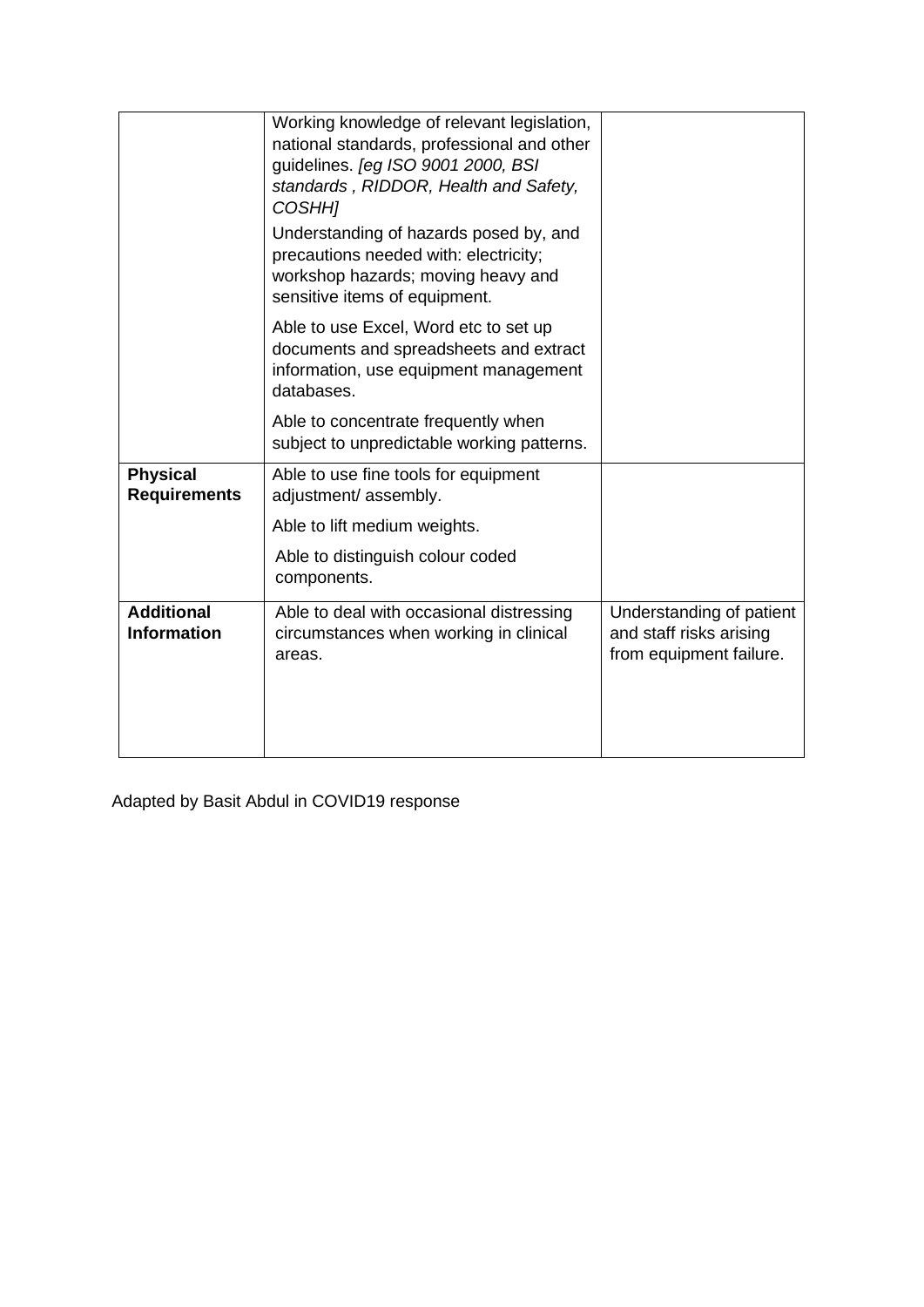| | | |
|---|---|---|
| | Working knowledge of relevant legislation, national standards, professional and other guidelines. *[eg ISO 9001 2000, BSI standards , RIDDOR, Health and Safety, COSHH]*<br><br>Understanding of hazards posed by, and precautions needed with: electricity; workshop hazards; moving heavy and sensitive items of equipment.<br><br>Able to use Excel, Word etc to set up documents and spreadsheets and extract information, use equipment management databases.<br><br>Able to concentrate frequently when subject to unpredictable working patterns. | |
| **Physical Requirements** | Able to use fine tools for equipment adjustment/ assembly.<br><br>Able to lift medium weights.<br><br>Able to distinguish colour coded components. | |
| **Additional Information** | Able to deal with occasional distressing circumstances when working in clinical areas. | Understanding of patient and staff risks arising from equipment failure. |

Adapted by Basit Abdul in COVID19 response